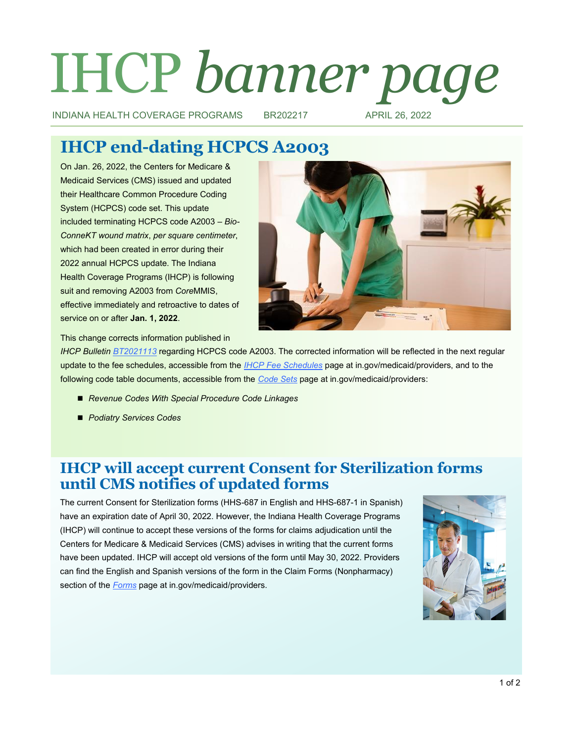# IHCP *banner page*

INDIANA HEALTH COVERAGE PROGRAMS BR202217 APRIL 26, 2022

## IHCP end-dating HCPCS A2003

On Jan. 26, 2022, the Centers for Medicare & Medicaid Services (CMS) issued and updated their Healthcare Common Procedure Coding System (HCPCS) code set. This update included terminating HCPCS code A2003 – *Bio-ConneKT wound matrix*, *per square centimeter*, which had been created in error during their 2022 annual HCPCS update. The Indiana Health Coverage Programs (IHCP) is following suit and removing A2003 from *Core*MMIS, effective immediately and retroactive to dates of service on or after **Jan. 1, 2022**.

This change corrects information published in *IHCP Bulletin* *BT2021113* regarding HCPCS code A2003. The corrected information will be reflected in the next regular update to the fee schedules, accessible from the *IHCP Fee Schedules* page at in.gov/medicaid/providers, and to the following code table documents, accessible from the *Code Sets* page at in.gov/medicaid/providers:

- *Revenue Codes With Special Procedure Code Linkages*
- *Podiatry Services Codes*

## IHCP will accept current Consent for Sterilization forms until CMS notifies of updated forms

The current Consent for Sterilization forms (HHS-687 in English and HHS-687-1 in Spanish) have an expiration date of April 30, 2022. However, the Indiana Health Coverage Programs (IHCP) will continue to accept these versions of the forms for claims adjudication until the Centers for Medicare & Medicaid Services (CMS) advises in writing that the current forms have been updated. IHCP will accept old versions of the form until May 30, 2022. Providers can find the English and Spanish versions of the form in the Claim Forms (Nonpharmacy) section of the *Forms* page at in.gov/medicaid/providers.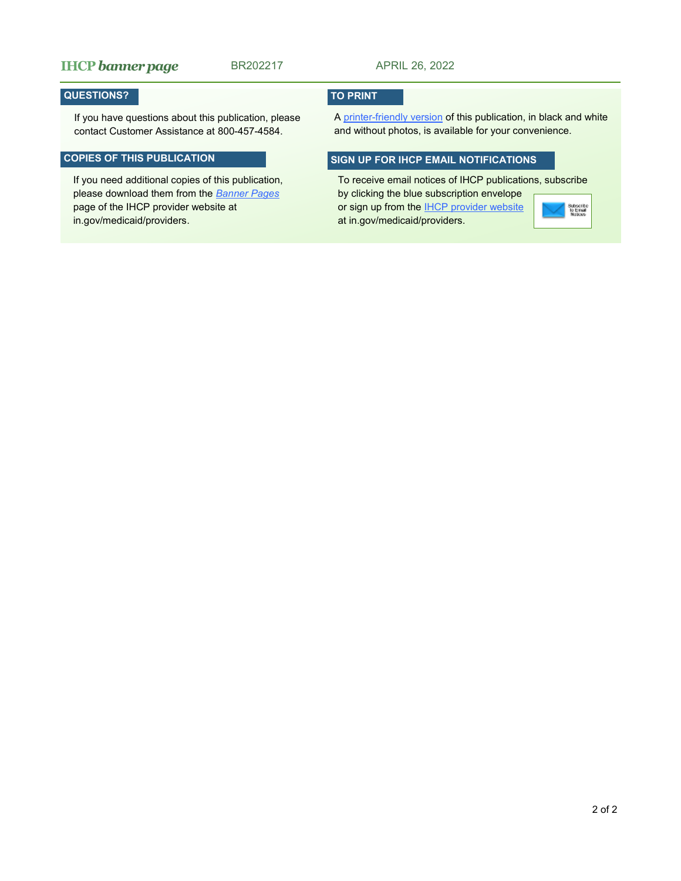## QUESTIONS?

If you have questions about this publication, please contact Customer Assistance at 800-457-4584.

## COPIES OF THIS PUBLICATION

If you need additional copies of this publication, please download them from the *Banner Pages* page of the IHCP provider website at in.gov/medicaid/providers.

## TO PRINT

A printer-friendly version of this publication, in black and white and without photos, is available for your convenience.

## SIGN UP FOR IHCP EMAIL NOTIFICATIONS

To receive email notices of IHCP publications, subscribe by clicking the blue subscription envelope or sign up from the IHCP provider website at in.gov/medicaid/providers.